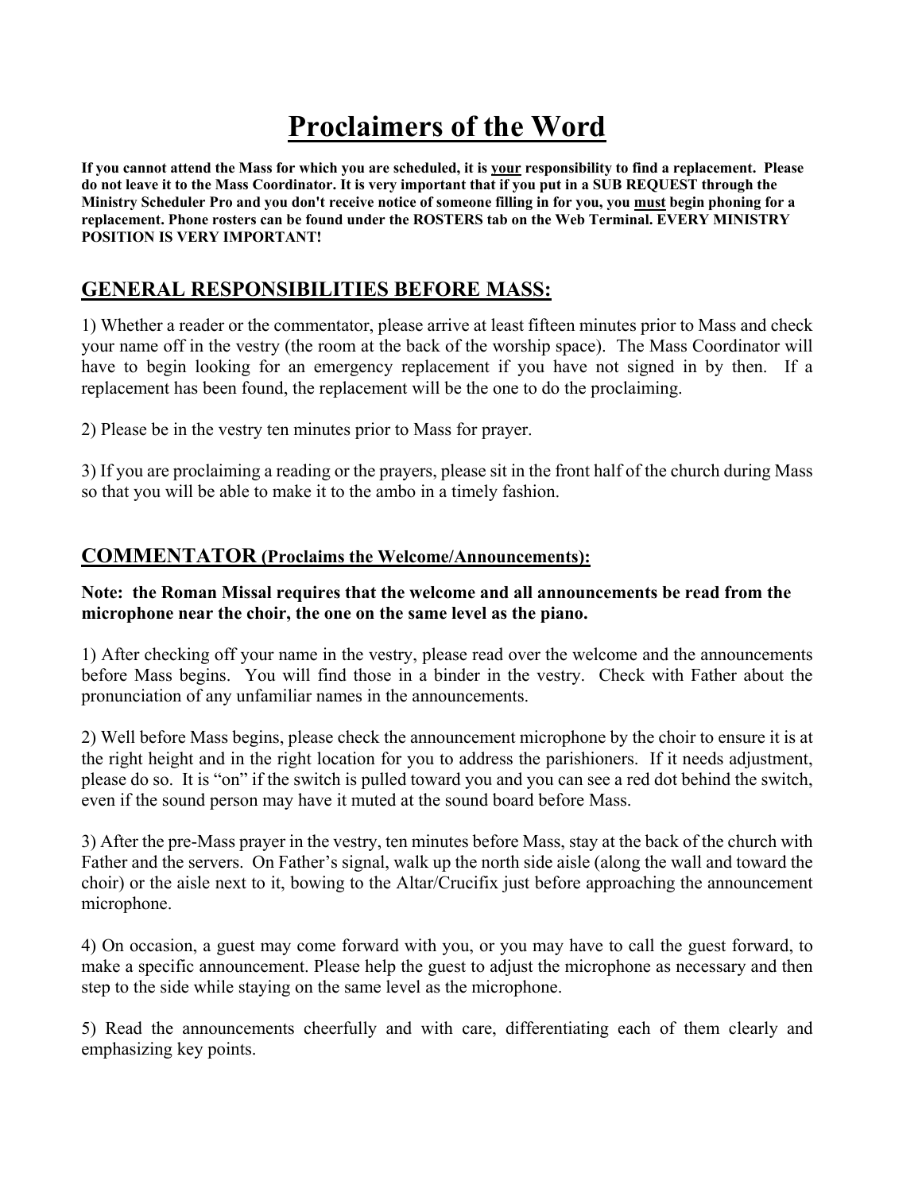# Proclaimers of the Word

**If you cannot attend the Mass for which you are scheduled, it is <u>your</u> responsibility to find a replacement. Please do not leave it to the Mass Coordinator. It is very important that if you put in a SUB REQUEST through the Ministry Scheduler Pro and you don't receive notice of someone filling in for you, you <u>must</u> begin phoning for a replacement. Phone rosters can be found under the ROSTERS tab on the Web Terminal. EVERY MINISTRY POSITION IS VERY IMPORTANT!**

## GENERAL RESPONSIBILITIES BEFORE MASS:

1) Whether a reader or the commentator, please arrive at least fifteen minutes prior to Mass and check your name off in the vestry (the room at the back of the worship space). The Mass Coordinator will have to begin looking for an emergency replacement if you have not signed in by then. If a replacement has been found, the replacement will be the one to do the proclaiming.

2) Please be in the vestry ten minutes prior to Mass for prayer.

3) If you are proclaiming a reading or the prayers, please sit in the front half of the church during Mass so that you will be able to make it to the ambo in a timely fashion.

## COMMENTATOR (Proclaims the Welcome/Announcements):

**Note: the Roman Missal requires that the welcome and all announcements be read from the microphone near the choir, the one on the same level as the piano.**

1) After checking off your name in the vestry, please read over the welcome and the announcements before Mass begins. You will find those in a binder in the vestry. Check with Father about the pronunciation of any unfamiliar names in the announcements.

2) Well before Mass begins, please check the announcement microphone by the choir to ensure it is at the right height and in the right location for you to address the parishioners. If it needs adjustment, please do so. It is "on" if the switch is pulled toward you and you can see a red dot behind the switch, even if the sound person may have it muted at the sound board before Mass.

3) After the pre-Mass prayer in the vestry, ten minutes before Mass, stay at the back of the church with Father and the servers. On Father's signal, walk up the north side aisle (along the wall and toward the choir) or the aisle next to it, bowing to the Altar/Crucifix just before approaching the announcement microphone.

4) On occasion, a guest may come forward with you, or you may have to call the guest forward, to make a specific announcement. Please help the guest to adjust the microphone as necessary and then step to the side while staying on the same level as the microphone.

5) Read the announcements cheerfully and with care, differentiating each of them clearly and emphasizing key points.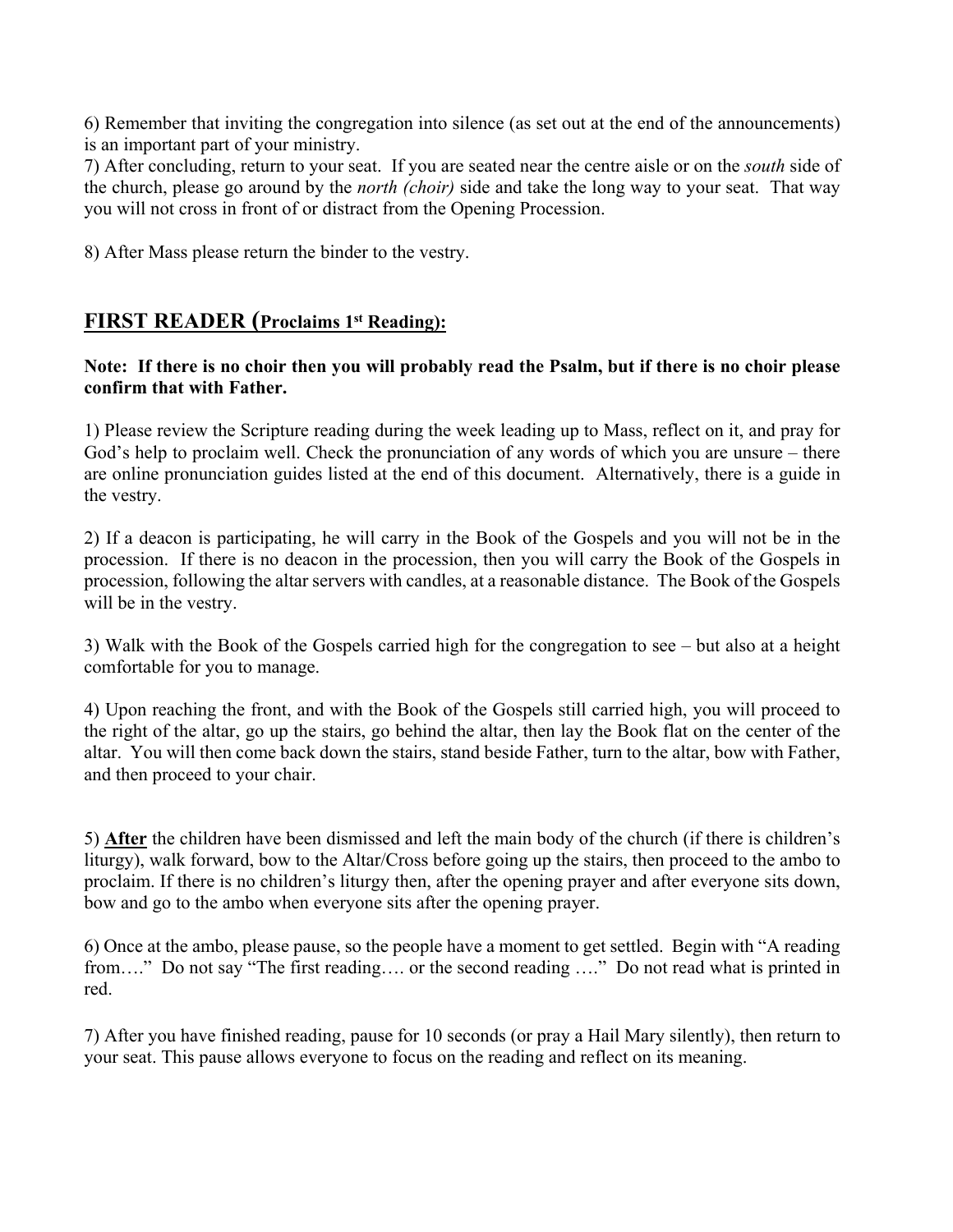6) Remember that inviting the congregation into silence (as set out at the end of the announcements) is an important part of your ministry.
7) After concluding, return to your seat. If you are seated near the centre aisle or on the *south* side of the church, please go around by the *north (choir)* side and take the long way to your seat. That way you will not cross in front of or distract from the Opening Procession.

8) After Mass please return the binder to the vestry.

## FIRST READER (Proclaims 1st Reading):

**Note: If there is no choir then you will probably read the Psalm, but if there is no choir please confirm that with Father.**

1) Please review the Scripture reading during the week leading up to Mass, reflect on it, and pray for God's help to proclaim well. Check the pronunciation of any words of which you are unsure – there are online pronunciation guides listed at the end of this document. Alternatively, there is a guide in the vestry.

2) If a deacon is participating, he will carry in the Book of the Gospels and you will not be in the procession. If there is no deacon in the procession, then you will carry the Book of the Gospels in procession, following the altar servers with candles, at a reasonable distance. The Book of the Gospels will be in the vestry.

3) Walk with the Book of the Gospels carried high for the congregation to see – but also at a height comfortable for you to manage.

4) Upon reaching the front, and with the Book of the Gospels still carried high, you will proceed to the right of the altar, go up the stairs, go behind the altar, then lay the Book flat on the center of the altar. You will then come back down the stairs, stand beside Father, turn to the altar, bow with Father, and then proceed to your chair.

5) **After** the children have been dismissed and left the main body of the church (if there is children's liturgy), walk forward, bow to the Altar/Cross before going up the stairs, then proceed to the ambo to proclaim. If there is no children's liturgy then, after the opening prayer and after everyone sits down, bow and go to the ambo when everyone sits after the opening prayer.

6) Once at the ambo, please pause, so the people have a moment to get settled. Begin with "A reading from…." Do not say "The first reading…. or the second reading …." Do not read what is printed in red.

7) After you have finished reading, pause for 10 seconds (or pray a Hail Mary silently), then return to your seat. This pause allows everyone to focus on the reading and reflect on its meaning.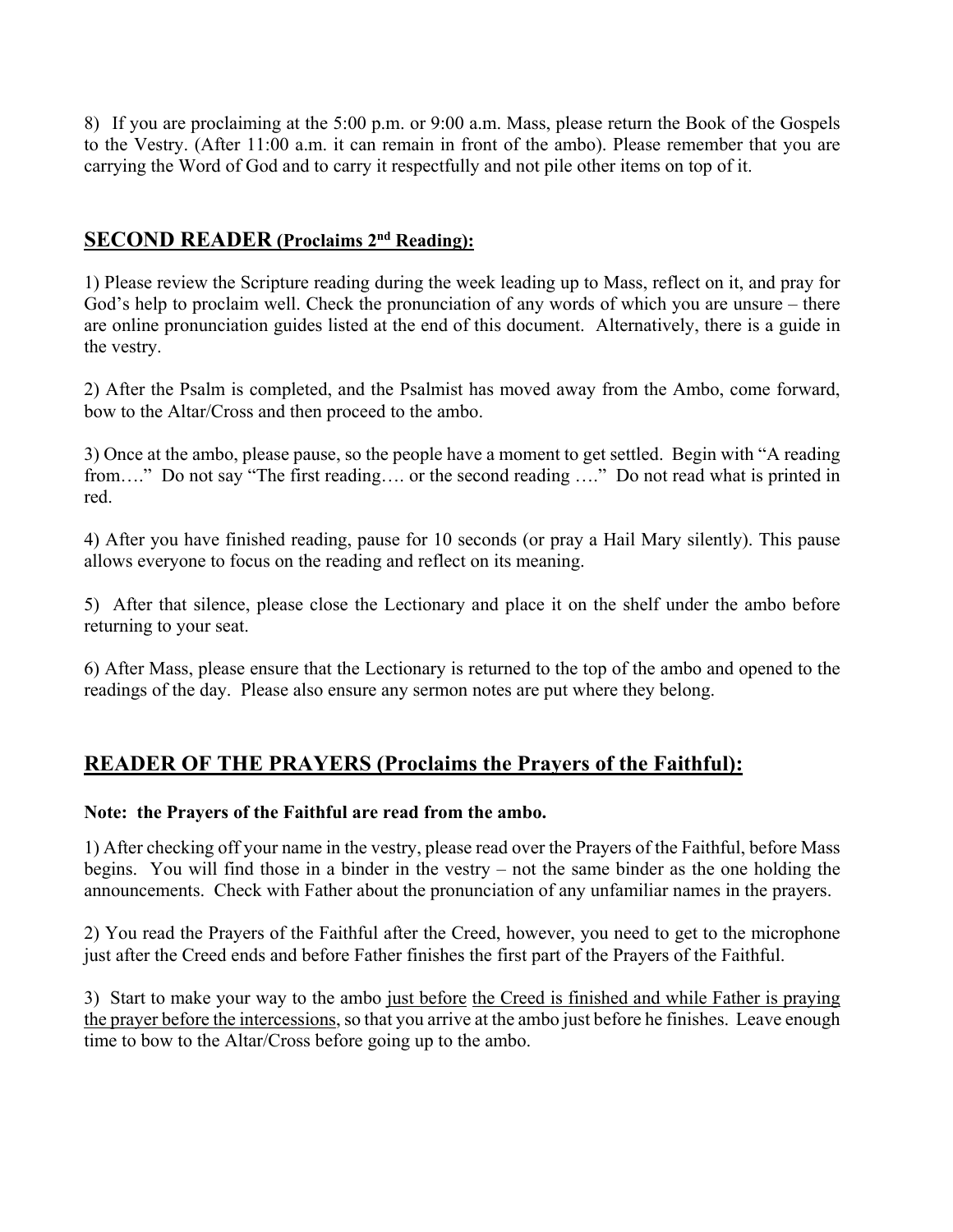8) If you are proclaiming at the 5:00 p.m. or 9:00 a.m. Mass, please return the Book of the Gospels to the Vestry. (After 11:00 a.m. it can remain in front of the ambo). Please remember that you are carrying the Word of God and to carry it respectfully and not pile other items on top of it.

## SECOND READER (Proclaims 2nd Reading):

1) Please review the Scripture reading during the week leading up to Mass, reflect on it, and pray for God's help to proclaim well. Check the pronunciation of any words of which you are unsure – there are online pronunciation guides listed at the end of this document. Alternatively, there is a guide in the vestry.

2) After the Psalm is completed, and the Psalmist has moved away from the Ambo, come forward, bow to the Altar/Cross and then proceed to the ambo.

3) Once at the ambo, please pause, so the people have a moment to get settled. Begin with "A reading from…." Do not say "The first reading…. or the second reading …." Do not read what is printed in red.

4) After you have finished reading, pause for 10 seconds (or pray a Hail Mary silently). This pause allows everyone to focus on the reading and reflect on its meaning.

5) After that silence, please close the Lectionary and place it on the shelf under the ambo before returning to your seat.

6) After Mass, please ensure that the Lectionary is returned to the top of the ambo and opened to the readings of the day. Please also ensure any sermon notes are put where they belong.

## READER OF THE PRAYERS (Proclaims the Prayers of the Faithful):

**Note: the Prayers of the Faithful are read from the ambo.**

1) After checking off your name in the vestry, please read over the Prayers of the Faithful, before Mass begins. You will find those in a binder in the vestry – not the same binder as the one holding the announcements. Check with Father about the pronunciation of any unfamiliar names in the prayers.

2) You read the Prayers of the Faithful after the Creed, however, you need to get to the microphone just after the Creed ends and before Father finishes the first part of the Prayers of the Faithful.

3) Start to make your way to the ambo just before the Creed is finished and while Father is praying the prayer before the intercessions, so that you arrive at the ambo just before he finishes. Leave enough time to bow to the Altar/Cross before going up to the ambo.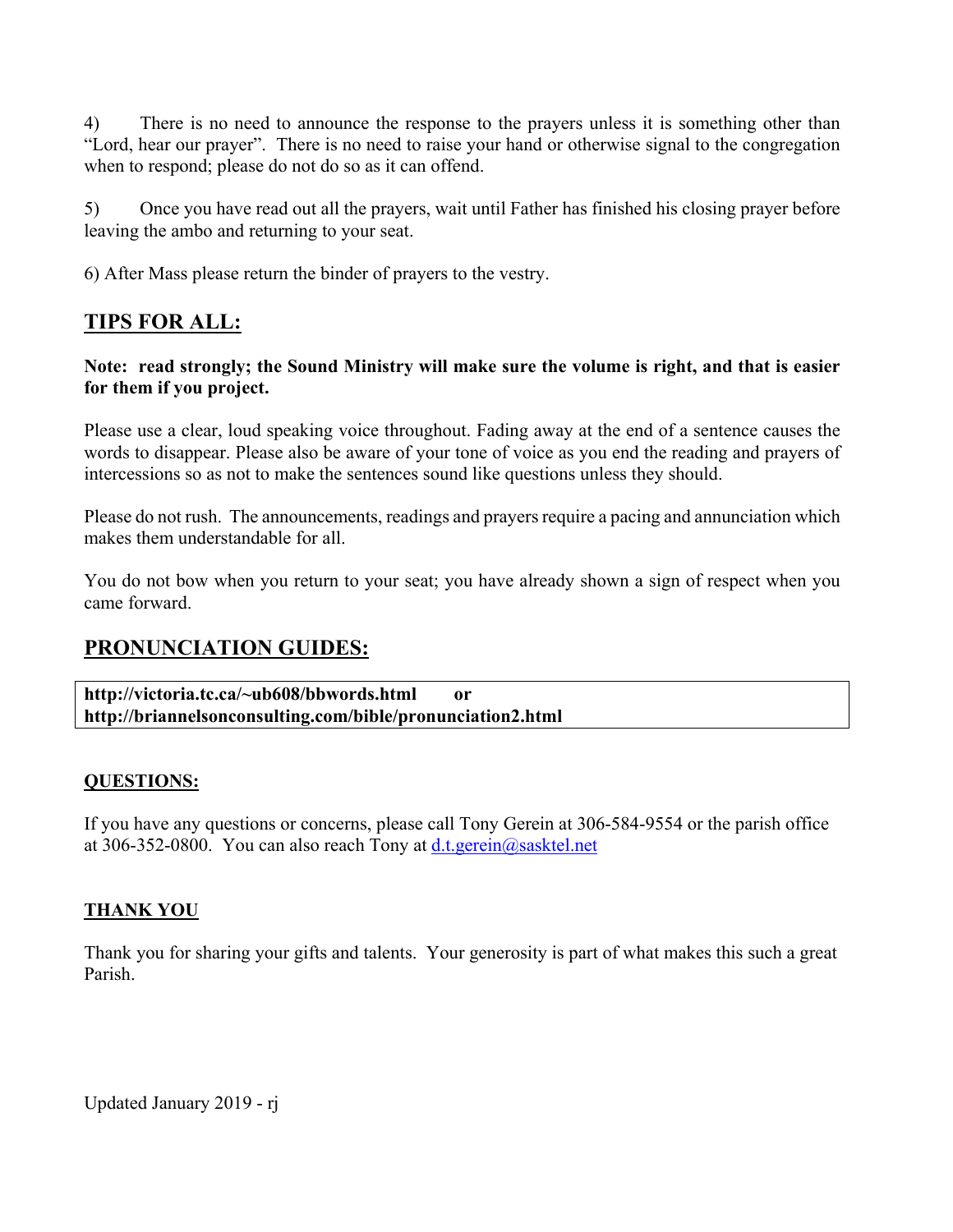4) There is no need to announce the response to the prayers unless it is something other than "Lord, hear our prayer". There is no need to raise your hand or otherwise signal to the congregation when to respond; please do not do so as it can offend.

5) Once you have read out all the prayers, wait until Father has finished his closing prayer before leaving the ambo and returning to your seat.

6) After Mass please return the binder of prayers to the vestry.

## TIPS FOR ALL:

**Note: read strongly; the Sound Ministry will make sure the volume is right, and that is easier for them if you project.**

Please use a clear, loud speaking voice throughout. Fading away at the end of a sentence causes the words to disappear. Please also be aware of your tone of voice as you end the reading and prayers of intercessions so as not to make the sentences sound like questions unless they should.

Please do not rush. The announcements, readings and prayers require a pacing and annunciation which makes them understandable for all.

You do not bow when you return to your seat; you have already shown a sign of respect when you came forward.

## PRONUNCIATION GUIDES:

**http://victoria.tc.ca/~ub608/bbwords.html or**
**http://briannelsonconsulting.com/bible/pronunciation2.html**

### QUESTIONS:

If you have any questions or concerns, please call Tony Gerein at 306-584-9554 or the parish office at 306-352-0800. You can also reach Tony at d.t.gerein@sasktel.net

### THANK YOU

Thank you for sharing your gifts and talents. Your generosity is part of what makes this such a great Parish.

Updated January 2019 - rj